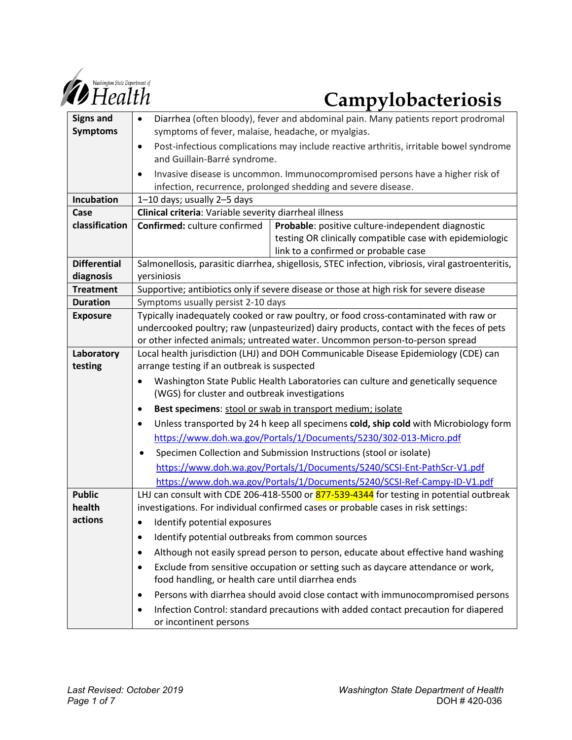Washington State Department of Health

# Campylobacteriosis

| | | |
|---|---|---|
| **Signs and Symptoms** | • Diarrhea (often bloody), fever and abdominal pain. Many patients report prodromal symptoms of fever, malaise, headache, or myalgias.<br>• Post-infectious complications may include reactive arthritis, irritable bowel syndrome and Guillain-Barré syndrome.<br>• Invasive disease is uncommon. Immunocompromised persons have a higher risk of infection, recurrence, prolonged shedding and severe disease. | |
| **Incubation** | 1–10 days; usually 2–5 days | |
| **Case classification** | **Clinical criteria**: Variable severity diarrheal illness | |
| | **Confirmed:** culture confirmed | **Probable**: positive culture-independent diagnostic testing OR clinically compatible case with epidemiologic link to a confirmed or probable case |
| **Differential diagnosis** | Salmonellosis, parasitic diarrhea, shigellosis, STEC infection, vibriosis, viral gastroenteritis, yersiniosis | |
| **Treatment** | Supportive; antibiotics only if severe disease or those at high risk for severe disease | |
| **Duration** | Symptoms usually persist 2-10 days | |
| **Exposure** | Typically inadequately cooked or raw poultry, or food cross-contaminated with raw or undercooked poultry; raw (unpasteurized) dairy products, contact with the feces of pets or other infected animals; untreated water. Uncommon person-to-person spread | |
| **Laboratory testing** | Local health jurisdiction (LHJ) and DOH Communicable Disease Epidemiology (CDE) can arrange testing if an outbreak is suspected<br>• Washington State Public Health Laboratories can culture and genetically sequence (WGS) for cluster and outbreak investigations<br>• **Best specimens**: stool or swab in transport medium; isolate<br>• Unless transported by 24 h keep all specimens **cold, ship cold** with Microbiology form https://www.doh.wa.gov/Portals/1/Documents/5230/302-013-Micro.pdf<br>• Specimen Collection and Submission Instructions (stool or isolate) https://www.doh.wa.gov/Portals/1/Documents/5240/SCSI-Ent-PathScr-V1.pdf https://www.doh.wa.gov/Portals/1/Documents/5240/SCSI-Ref-Campy-ID-V1.pdf | |
| **Public health actions** | LHJ can consult with CDE 206-418-5500 or 877-539-4344 for testing in potential outbreak investigations. For individual confirmed cases or probable cases in risk settings:<br>• Identify potential exposures<br>• Identify potential outbreaks from common sources<br>• Although not easily spread person to person, educate about effective hand washing<br>• Exclude from sensitive occupation or setting such as daycare attendance or work, food handling, or health care until diarrhea ends<br>• Persons with diarrhea should avoid close contact with immunocompromised persons<br>• Infection Control: standard precautions with added contact precaution for diapered or incontinent persons | |

*Last Revised: October 2019*

Washington State Department of Health
DOH # 420-036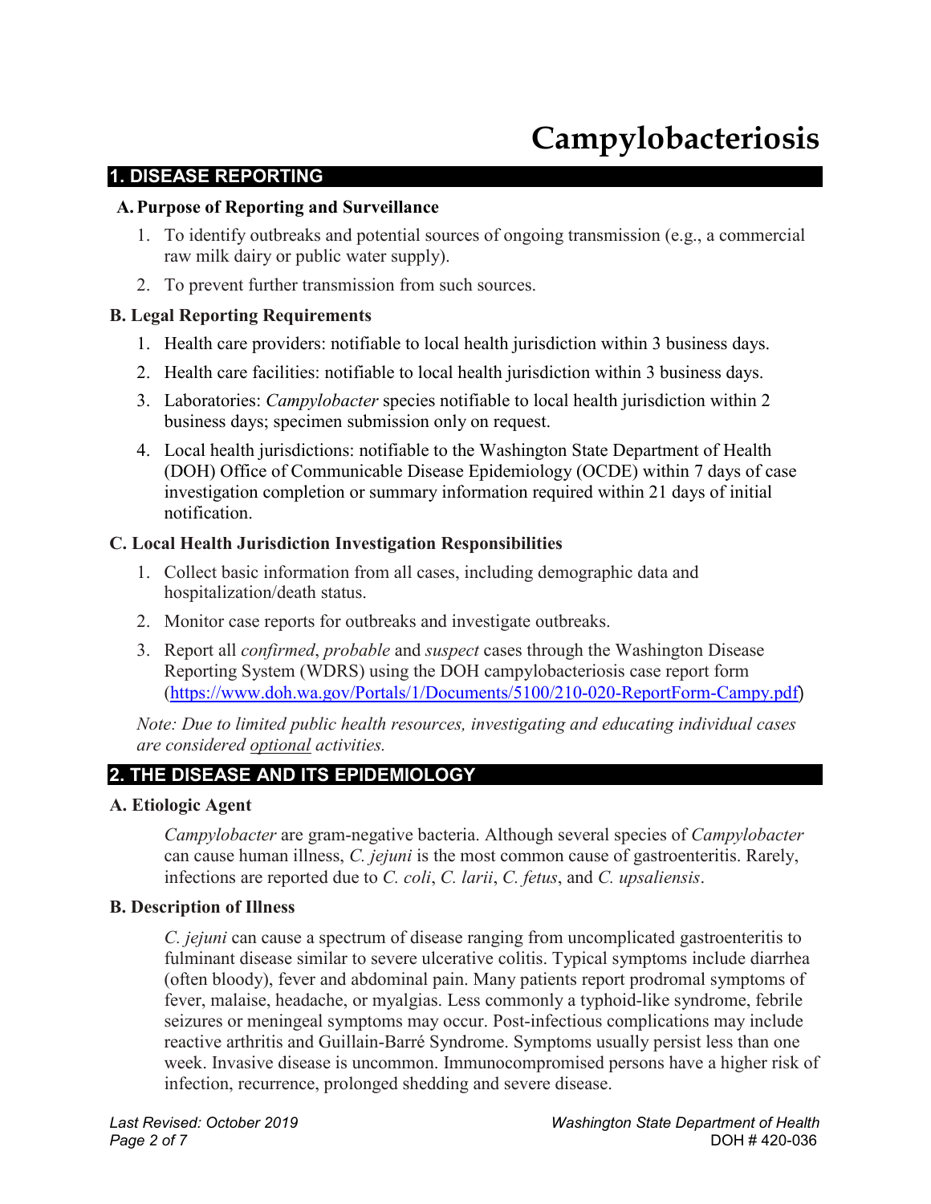# Campylobacteriosis

## 1. DISEASE REPORTING

### A. Purpose of Reporting and Surveillance

1. To identify outbreaks and potential sources of ongoing transmission (e.g., a commercial raw milk dairy or public water supply).
2. To prevent further transmission from such sources.

### B. Legal Reporting Requirements

1. Health care providers: notifiable to local health jurisdiction within 3 business days.
2. Health care facilities: notifiable to local health jurisdiction within 3 business days.
3. Laboratories: *Campylobacter* species notifiable to local health jurisdiction within 2 business days; specimen submission only on request.
4. Local health jurisdictions: notifiable to the Washington State Department of Health (DOH) Office of Communicable Disease Epidemiology (OCDE) within 7 days of case investigation completion or summary information required within 21 days of initial notification.

### C. Local Health Jurisdiction Investigation Responsibilities

1. Collect basic information from all cases, including demographic data and hospitalization/death status.
2. Monitor case reports for outbreaks and investigate outbreaks.
3. Report all *confirmed*, *probable* and *suspect* cases through the Washington Disease Reporting System (WDRS) using the DOH campylobacteriosis case report form (https://www.doh.wa.gov/Portals/1/Documents/5100/210-020-ReportForm-Campy.pdf)

*Note: Due to limited public health resources, investigating and educating individual cases are considered optional activities.*

## 2. THE DISEASE AND ITS EPIDEMIOLOGY

### A. Etiologic Agent

*Campylobacter* are gram-negative bacteria. Although several species of *Campylobacter* can cause human illness, *C. jejuni* is the most common cause of gastroenteritis. Rarely, infections are reported due to *C. coli*, *C. larii*, *C. fetus*, and *C. upsaliensis*.

### B. Description of Illness

*C. jejuni* can cause a spectrum of disease ranging from uncomplicated gastroenteritis to fulminant disease similar to severe ulcerative colitis. Typical symptoms include diarrhea (often bloody), fever and abdominal pain. Many patients report prodromal symptoms of fever, malaise, headache, or myalgias. Less commonly a typhoid-like syndrome, febrile seizures or meningeal symptoms may occur. Post-infectious complications may include reactive arthritis and Guillain-Barré Syndrome. Symptoms usually persist less than one week. Invasive disease is uncommon. Immunocompromised persons have a higher risk of infection, recurrence, prolonged shedding and severe disease.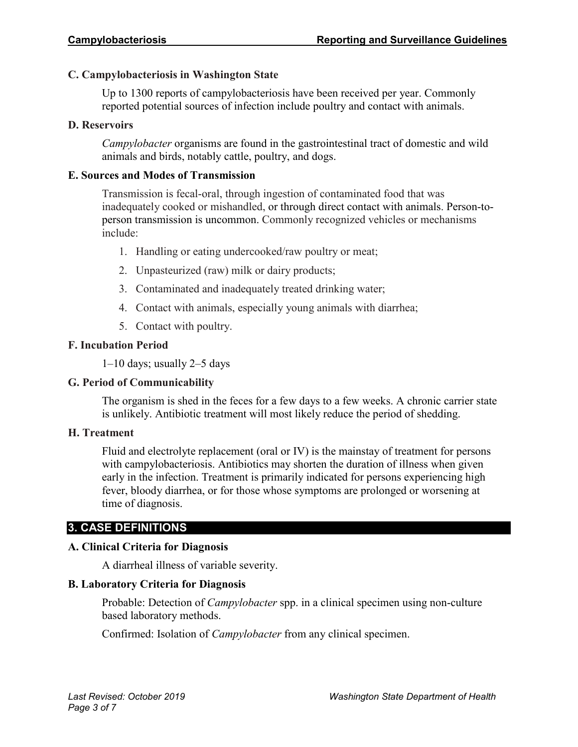### C. Campylobacteriosis in Washington State

Up to 1300 reports of campylobacteriosis have been received per year. Commonly reported potential sources of infection include poultry and contact with animals.

### D. Reservoirs

*Campylobacter* organisms are found in the gastrointestinal tract of domestic and wild animals and birds, notably cattle, poultry, and dogs.

### E. Sources and Modes of Transmission

Transmission is fecal-oral, through ingestion of contaminated food that was inadequately cooked or mishandled, or through direct contact with animals. Person-to-person transmission is uncommon. Commonly recognized vehicles or mechanisms include:

1. Handling or eating undercooked/raw poultry or meat;
2. Unpasteurized (raw) milk or dairy products;
3. Contaminated and inadequately treated drinking water;
4. Contact with animals, especially young animals with diarrhea;
5. Contact with poultry.

### F. Incubation Period

1–10 days; usually 2–5 days

### G. Period of Communicability

The organism is shed in the feces for a few days to a few weeks. A chronic carrier state is unlikely. Antibiotic treatment will most likely reduce the period of shedding.

### H. Treatment

Fluid and electrolyte replacement (oral or IV) is the mainstay of treatment for persons with campylobacteriosis. Antibiotics may shorten the duration of illness when given early in the infection. Treatment is primarily indicated for persons experiencing high fever, bloody diarrhea, or for those whose symptoms are prolonged or worsening at time of diagnosis.

## 3. CASE DEFINITIONS

### A. Clinical Criteria for Diagnosis

A diarrheal illness of variable severity.

### B. Laboratory Criteria for Diagnosis

Probable: Detection of *Campylobacter* spp. in a clinical specimen using non-culture based laboratory methods.

Confirmed: Isolation of *Campylobacter* from any clinical specimen.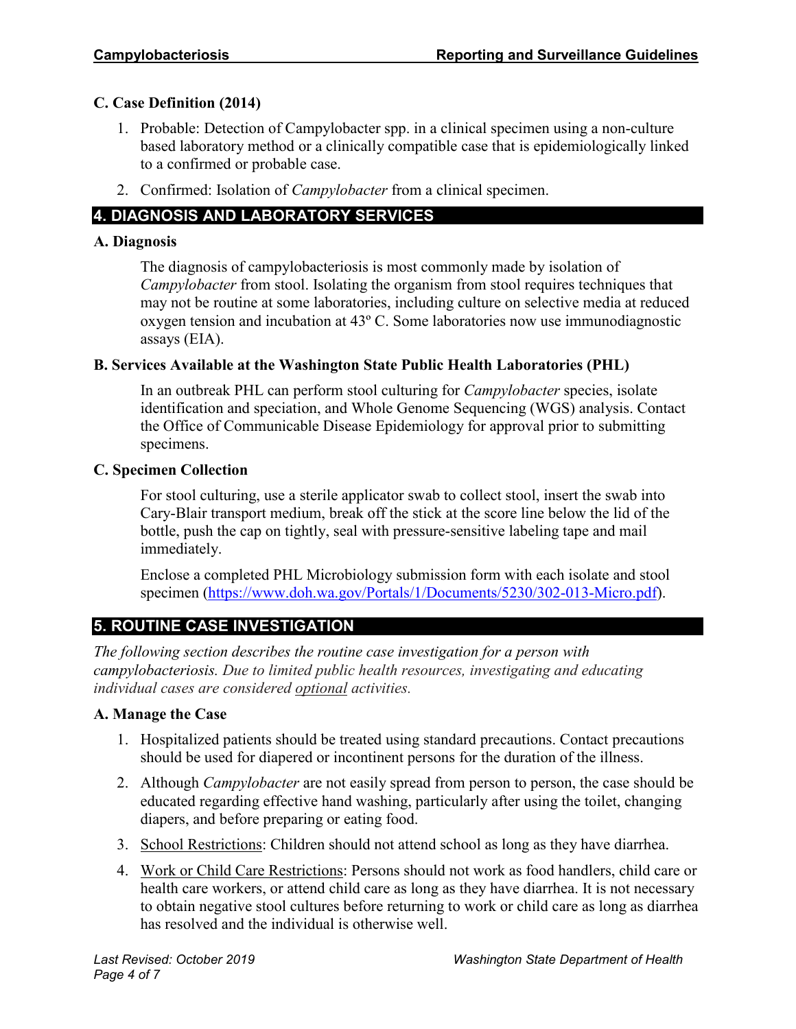### C. Case Definition (2014)

1. Probable: Detection of Campylobacter spp. in a clinical specimen using a non-culture based laboratory method or a clinically compatible case that is epidemiologically linked to a confirmed or probable case.
2. Confirmed: Isolation of *Campylobacter* from a clinical specimen.

## 4. DIAGNOSIS AND LABORATORY SERVICES

### A. Diagnosis

The diagnosis of campylobacteriosis is most commonly made by isolation of *Campylobacter* from stool. Isolating the organism from stool requires techniques that may not be routine at some laboratories, including culture on selective media at reduced oxygen tension and incubation at 43º C. Some laboratories now use immunodiagnostic assays (EIA).

### B. Services Available at the Washington State Public Health Laboratories (PHL)

In an outbreak PHL can perform stool culturing for *Campylobacter* species, isolate identification and speciation, and Whole Genome Sequencing (WGS) analysis. Contact the Office of Communicable Disease Epidemiology for approval prior to submitting specimens.

### C. Specimen Collection

For stool culturing, use a sterile applicator swab to collect stool, insert the swab into Cary-Blair transport medium, break off the stick at the score line below the lid of the bottle, push the cap on tightly, seal with pressure-sensitive labeling tape and mail immediately.

Enclose a completed PHL Microbiology submission form with each isolate and stool specimen (https://www.doh.wa.gov/Portals/1/Documents/5230/302-013-Micro.pdf).

## 5. ROUTINE CASE INVESTIGATION

*The following section describes the routine case investigation for a person with campylobacteriosis. Due to limited public health resources, investigating and educating individual cases are considered optional activities.*

### A. Manage the Case

1. Hospitalized patients should be treated using standard precautions. Contact precautions should be used for diapered or incontinent persons for the duration of the illness.
2. Although *Campylobacter* are not easily spread from person to person, the case should be educated regarding effective hand washing, particularly after using the toilet, changing diapers, and before preparing or eating food.
3. School Restrictions: Children should not attend school as long as they have diarrhea.
4. Work or Child Care Restrictions: Persons should not work as food handlers, child care or health care workers, or attend child care as long as they have diarrhea. It is not necessary to obtain negative stool cultures before returning to work or child care as long as diarrhea has resolved and the individual is otherwise well.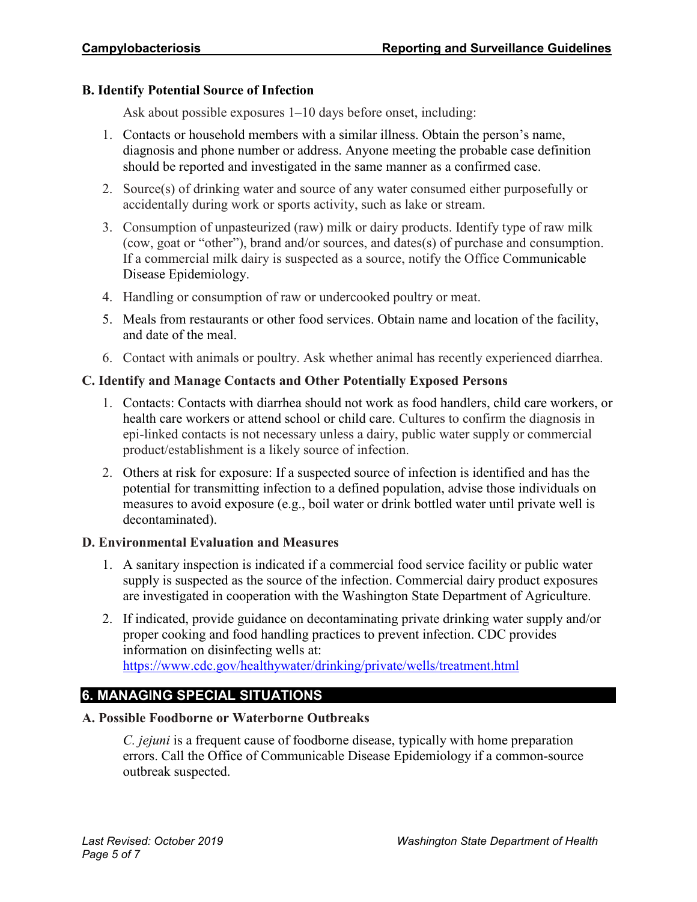### B. Identify Potential Source of Infection

Ask about possible exposures 1–10 days before onset, including:

1. Contacts or household members with a similar illness. Obtain the person's name, diagnosis and phone number or address. Anyone meeting the probable case definition should be reported and investigated in the same manner as a confirmed case.
2. Source(s) of drinking water and source of any water consumed either purposefully or accidentally during work or sports activity, such as lake or stream.
3. Consumption of unpasteurized (raw) milk or dairy products. Identify type of raw milk (cow, goat or "other"), brand and/or sources, and dates(s) of purchase and consumption. If a commercial milk dairy is suspected as a source, notify the Office Communicable Disease Epidemiology.
4. Handling or consumption of raw or undercooked poultry or meat.
5. Meals from restaurants or other food services. Obtain name and location of the facility, and date of the meal.
6. Contact with animals or poultry. Ask whether animal has recently experienced diarrhea.

### C. Identify and Manage Contacts and Other Potentially Exposed Persons

1. Contacts: Contacts with diarrhea should not work as food handlers, child care workers, or health care workers or attend school or child care. Cultures to confirm the diagnosis in epi-linked contacts is not necessary unless a dairy, public water supply or commercial product/establishment is a likely source of infection.
2. Others at risk for exposure: If a suspected source of infection is identified and has the potential for transmitting infection to a defined population, advise those individuals on measures to avoid exposure (e.g., boil water or drink bottled water until private well is decontaminated).

### D. Environmental Evaluation and Measures

1. A sanitary inspection is indicated if a commercial food service facility or public water supply is suspected as the source of the infection. Commercial dairy product exposures are investigated in cooperation with the Washington State Department of Agriculture.
2. If indicated, provide guidance on decontaminating private drinking water supply and/or proper cooking and food handling practices to prevent infection. CDC provides information on disinfecting wells at: https://www.cdc.gov/healthywater/drinking/private/wells/treatment.html

## 6. MANAGING SPECIAL SITUATIONS

### A. Possible Foodborne or Waterborne Outbreaks

*C. jejuni* is a frequent cause of foodborne disease, typically with home preparation errors. Call the Office of Communicable Disease Epidemiology if a common-source outbreak suspected.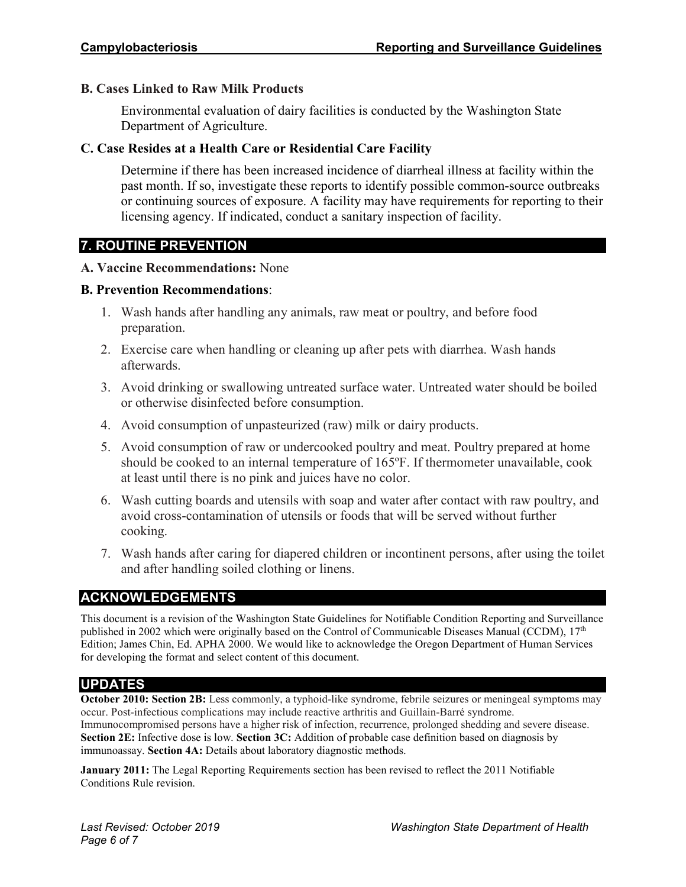### B. Cases Linked to Raw Milk Products

Environmental evaluation of dairy facilities is conducted by the Washington State Department of Agriculture.

### C. Case Resides at a Health Care or Residential Care Facility

Determine if there has been increased incidence of diarrheal illness at facility within the past month. If so, investigate these reports to identify possible common-source outbreaks or continuing sources of exposure. A facility may have requirements for reporting to their licensing agency. If indicated, conduct a sanitary inspection of facility.

## 7. ROUTINE PREVENTION

**A. Vaccine Recommendations:** None

**B. Prevention Recommendations**:

1. Wash hands after handling any animals, raw meat or poultry, and before food preparation.
2. Exercise care when handling or cleaning up after pets with diarrhea. Wash hands afterwards.
3. Avoid drinking or swallowing untreated surface water. Untreated water should be boiled or otherwise disinfected before consumption.
4. Avoid consumption of unpasteurized (raw) milk or dairy products.
5. Avoid consumption of raw or undercooked poultry and meat. Poultry prepared at home should be cooked to an internal temperature of 165ºF. If thermometer unavailable, cook at least until there is no pink and juices have no color.
6. Wash cutting boards and utensils with soap and water after contact with raw poultry, and avoid cross-contamination of utensils or foods that will be served without further cooking.
7. Wash hands after caring for diapered children or incontinent persons, after using the toilet and after handling soiled clothing or linens.

## ACKNOWLEDGEMENTS

This document is a revision of the Washington State Guidelines for Notifiable Condition Reporting and Surveillance published in 2002 which were originally based on the Control of Communicable Diseases Manual (CCDM), 17th Edition; James Chin, Ed. APHA 2000. We would like to acknowledge the Oregon Department of Human Services for developing the format and select content of this document.

## UPDATES

**October 2010: Section 2B:** Less commonly, a typhoid-like syndrome, febrile seizures or meningeal symptoms may occur. Post-infectious complications may include reactive arthritis and Guillain-Barré syndrome. Immunocompromised persons have a higher risk of infection, recurrence, prolonged shedding and severe disease. **Section 2E:** Infective dose is low. **Section 3C:** Addition of probable case definition based on diagnosis by immunoassay. **Section 4A:** Details about laboratory diagnostic methods.

**January 2011:** The Legal Reporting Requirements section has been revised to reflect the 2011 Notifiable Conditions Rule revision.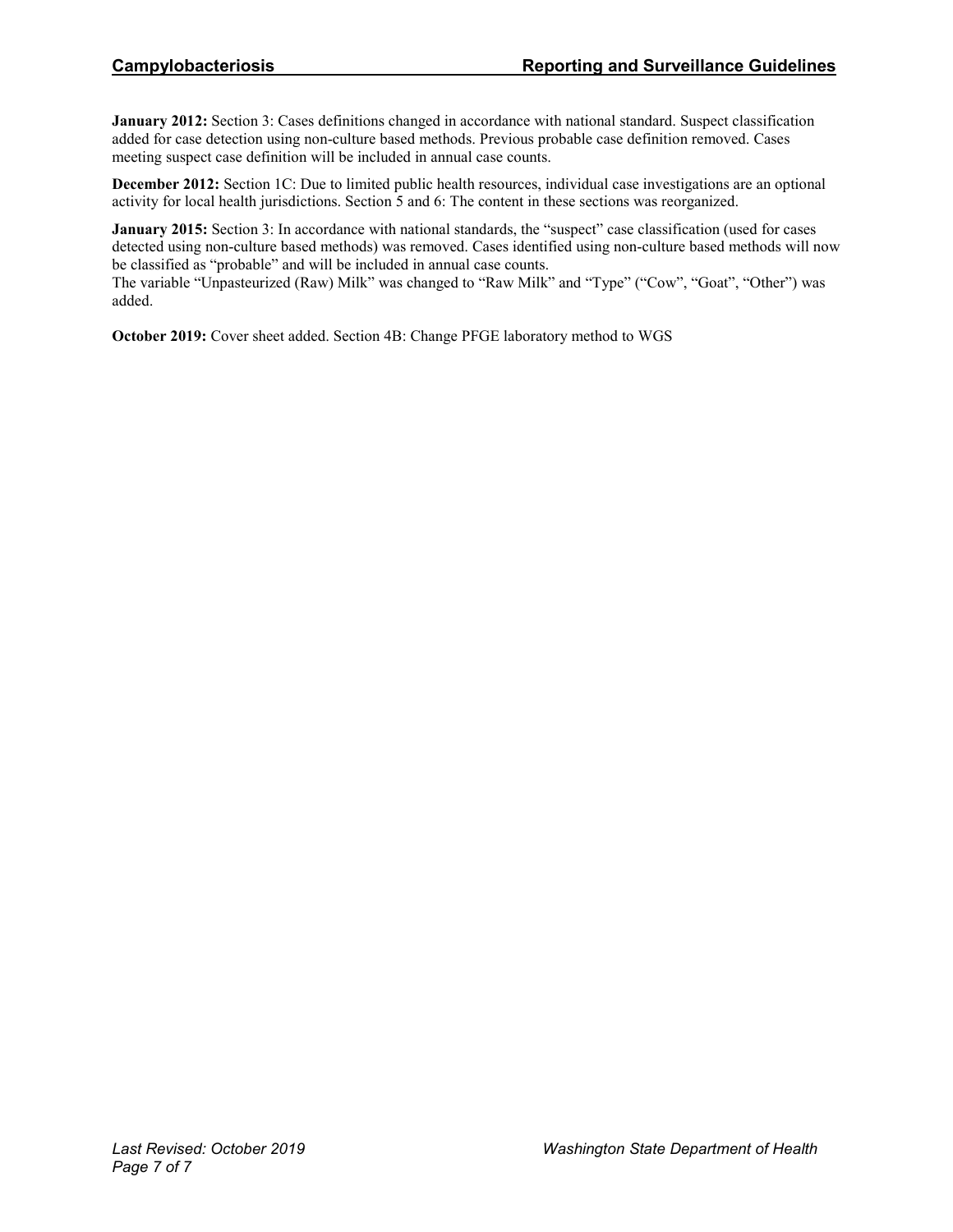**January 2012:** Section 3: Cases definitions changed in accordance with national standard. Suspect classification added for case detection using non-culture based methods. Previous probable case definition removed. Cases meeting suspect case definition will be included in annual case counts.

**December 2012:** Section 1C: Due to limited public health resources, individual case investigations are an optional activity for local health jurisdictions. Section 5 and 6: The content in these sections was reorganized.

**January 2015:** Section 3: In accordance with national standards, the "suspect" case classification (used for cases detected using non-culture based methods) was removed. Cases identified using non-culture based methods will now be classified as "probable" and will be included in annual case counts.
The variable "Unpasteurized (Raw) Milk" was changed to "Raw Milk" and "Type" ("Cow", "Goat", "Other") was added.

**October 2019:** Cover sheet added. Section 4B: Change PFGE laboratory method to WGS